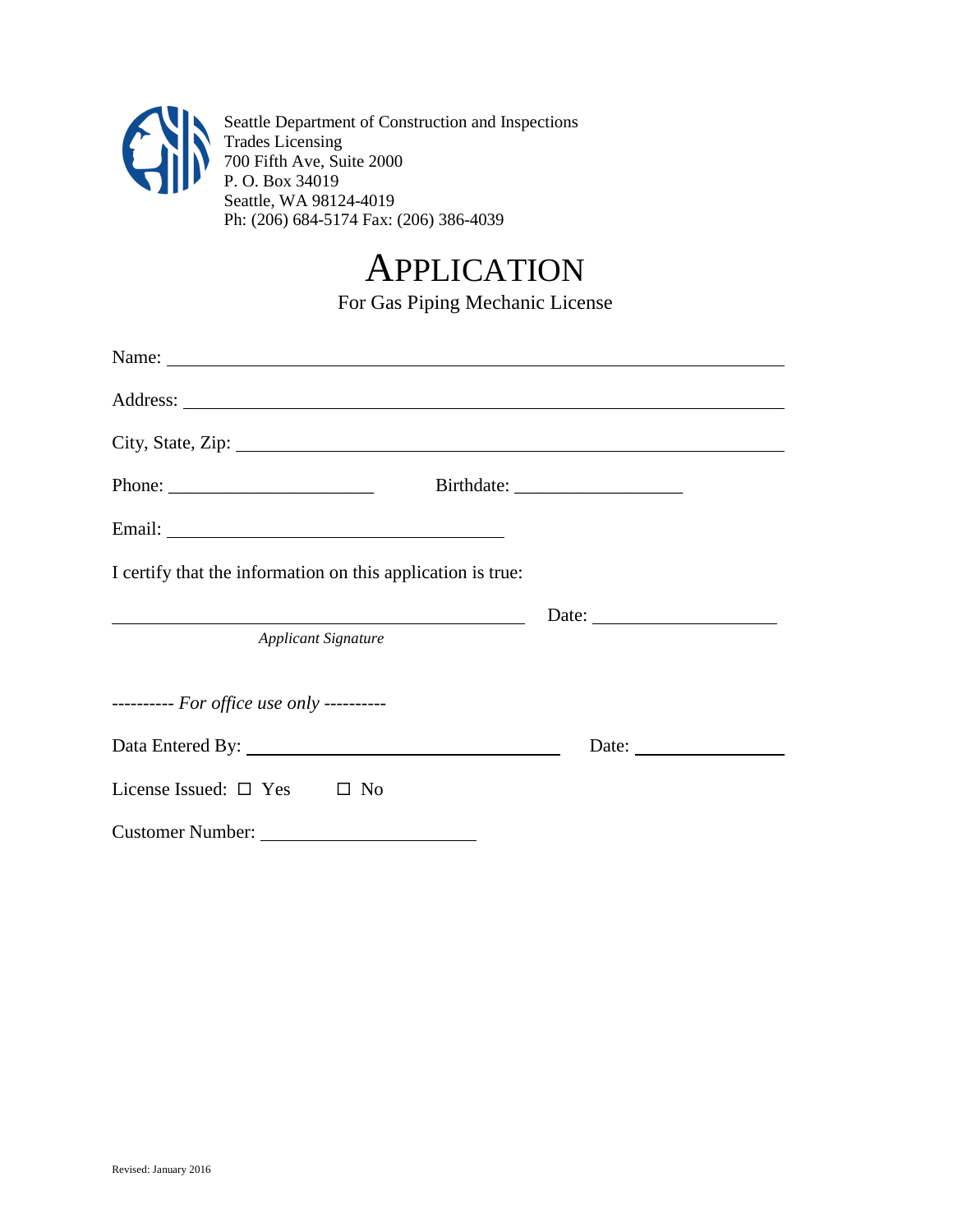Seattle Department of Construction and Inspections
Trades Licensing
700 Fifth Ave, Suite 2000
P. O. Box 34019
Seattle, WA 98124-4019
Ph: (206) 684-5174 Fax: (206) 386-4039

# APPLICATION

For Gas Piping Mechanic License

Name: ______________________________________________________________

Address: ____________________________________________________________

City, State, Zip: _______________________________________________________

Phone: ______________________ Birthdate: __________________

Email: ____________________________________

I certify that the information on this application is true:

_____________________________________________ Date: ____________________

*Applicant Signature*

---------- *For office use only* ----------

Data Entered By: __________________________________ Date: ________________

License Issued: ☐ Yes ☐ No

Customer Number: _______________________

Revised: January 2016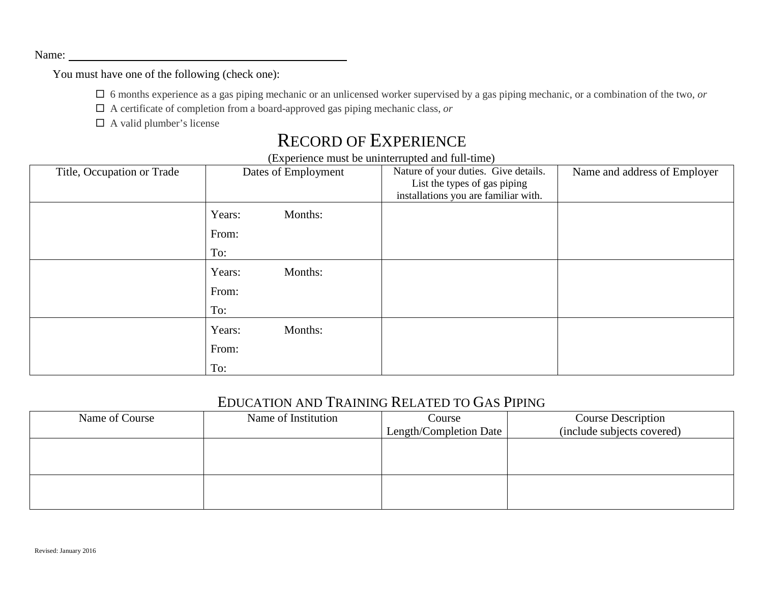Name: ______________________________________________

You must have one of the following (check one):

- ☐ 6 months experience as a gas piping mechanic or an unlicensed worker supervised by a gas piping mechanic, or a combination of the two, *or*
- ☐ A certificate of completion from a board-approved gas piping mechanic class, *or*
- ☐ A valid plumber's license

## RECORD OF EXPERIENCE

(Experience must be uninterrupted and full-time)

| Title, Occupation or Trade | Dates of Employment | Nature of your duties. Give details. List the types of gas piping installations you are familiar with. | Name and address of Employer |
|---|---|---|---|
| | Years: Months:<br>From:<br>To: | | |
| | Years: Months:<br>From:<br>To: | | |
| | Years: Months:<br>From:<br>To: | | |

## EDUCATION AND TRAINING RELATED TO GAS PIPING

| Name of Course | Name of Institution | Course Length/Completion Date | Course Description (include subjects covered) |
|---|---|---|---|
| | | | |
| | | | |

Revised: January 2016